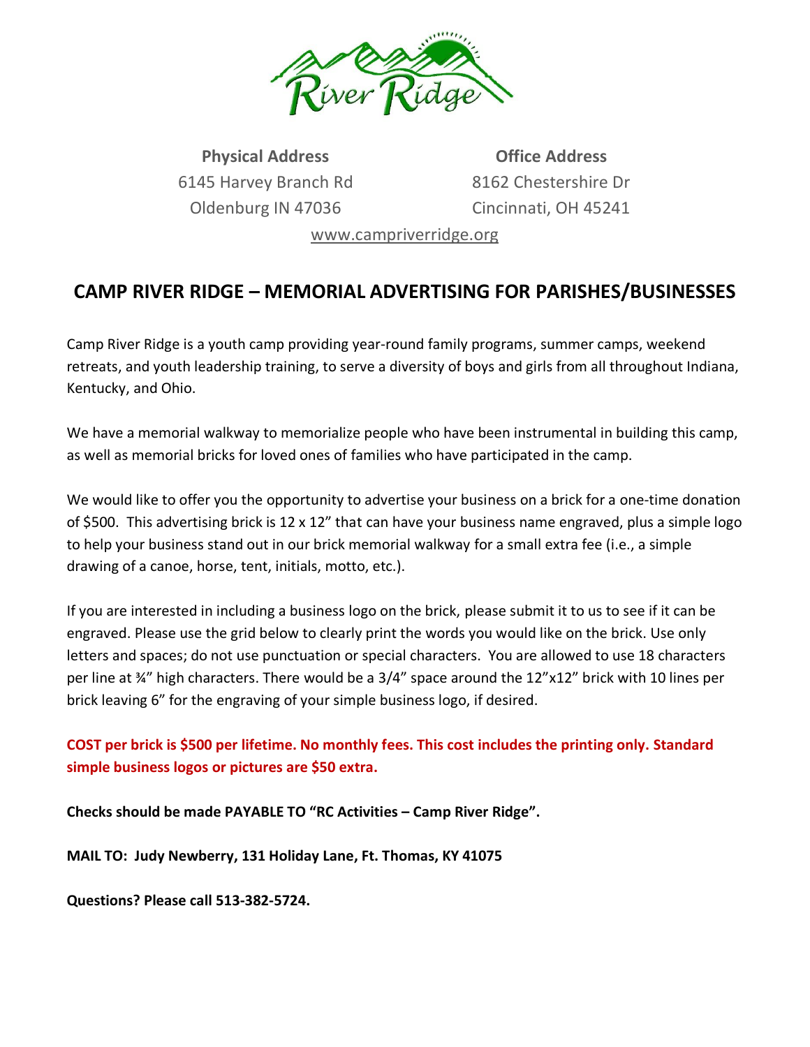River Ridge

| Physical Address | Office Address |
| --- | --- |
| 6145 Harvey Branch Rd | 8162 Chestershire Dr |
| Oldenburg IN 47036 | Cincinnati, OH 45241 |

www.campriverridge.org

## CAMP RIVER RIDGE – MEMORIAL ADVERTISING FOR PARISHES/BUSINESSES

Camp River Ridge is a youth camp providing year-round family programs, summer camps, weekend retreats, and youth leadership training, to serve a diversity of boys and girls from all throughout Indiana, Kentucky, and Ohio.

We have a memorial walkway to memorialize people who have been instrumental in building this camp, as well as memorial bricks for loved ones of families who have participated in the camp.

We would like to offer you the opportunity to advertise your business on a brick for a one-time donation of $500. This advertising brick is 12 x 12" that can have your business name engraved, plus a simple logo to help your business stand out in our brick memorial walkway for a small extra fee (i.e., a simple drawing of a canoe, horse, tent, initials, motto, etc.).

If you are interested in including a business logo on the brick, please submit it to us to see if it can be engraved. Please use the grid below to clearly print the words you would like on the brick. Use only letters and spaces; do not use punctuation or special characters. You are allowed to use 18 characters per line at ¾" high characters. There would be a 3/4" space around the 12"x12" brick with 10 lines per brick leaving 6" for the engraving of your simple business logo, if desired.

**COST per brick is $500 per lifetime. No monthly fees. This cost includes the printing only. Standard simple business logos or pictures are $50 extra.**

**Checks should be made PAYABLE TO "RC Activities – Camp River Ridge".**

**MAIL TO: Judy Newberry, 131 Holiday Lane, Ft. Thomas, KY 41075**

**Questions? Please call 513-382-5724.**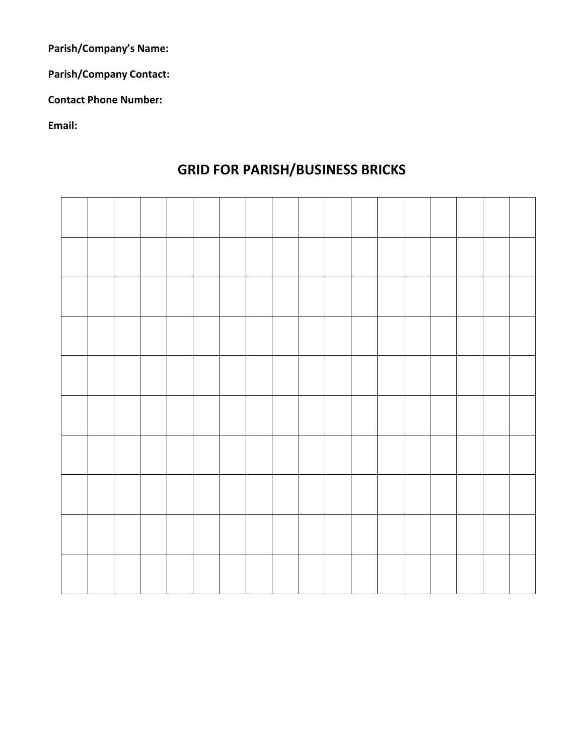**Parish/Company's Name:**

**Parish/Company Contact:**

**Contact Phone Number:**

**Email:**

## GRID FOR PARISH/BUSINESS BRICKS

| | | | | | | | | | | | | | | | | | |
|---|---|---|---|---|---|---|---|---|---|---|---|---|---|---|---|---|---|
| | | | | | | | | | | | | | | | | | |
| | | | | | | | | | | | | | | | | | |
| | | | | | | | | | | | | | | | | | |
| | | | | | | | | | | | | | | | | | |
| | | | | | | | | | | | | | | | | | |
| | | | | | | | | | | | | | | | | | |
| | | | | | | | | | | | | | | | | | |
| | | | | | | | | | | | | | | | | | |
| | | | | | | | | | | | | | | | | | |
| | | | | | | | | | | | | | | | | | |